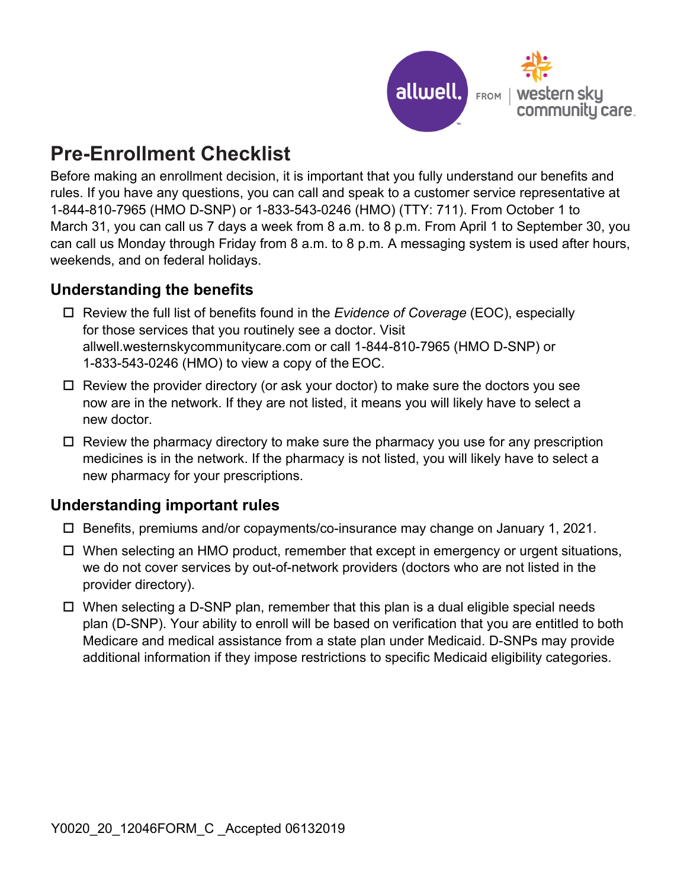# Pre-Enrollment Checklist

Before making an enrollment decision, it is important that you fully understand our benefits and rules. If you have any questions, you can call and speak to a customer service representative at 1-844-810-7965 (HMO D-SNP) or 1-833-543-0246 (HMO) (TTY: 711). From October 1 to March 31, you can call us 7 days a week from 8 a.m. to 8 p.m. From April 1 to September 30, you can call us Monday through Friday from 8 a.m. to 8 p.m. A messaging system is used after hours, weekends, and on federal holidays.

## Understanding the benefits

- ☐ Review the full list of benefits found in the *Evidence of Coverage* (EOC), especially for those services that you routinely see a doctor. Visit allwell.westernskycommunitycare.com or call 1-844-810-7965 (HMO D-SNP) or 1-833-543-0246 (HMO) to view a copy of the EOC.
- ☐ Review the provider directory (or ask your doctor) to make sure the doctors you see now are in the network. If they are not listed, it means you will likely have to select a new doctor.
- ☐ Review the pharmacy directory to make sure the pharmacy you use for any prescription medicines is in the network. If the pharmacy is not listed, you will likely have to select a new pharmacy for your prescriptions.

## Understanding important rules

- ☐ Benefits, premiums and/or copayments/co-insurance may change on January 1, 2021.
- ☐ When selecting an HMO product, remember that except in emergency or urgent situations, we do not cover services by out-of-network providers (doctors who are not listed in the provider directory).
- ☐ When selecting a D-SNP plan, remember that this plan is a dual eligible special needs plan (D-SNP). Your ability to enroll will be based on verification that you are entitled to both Medicare and medical assistance from a state plan under Medicaid. D-SNPs may provide additional information if they impose restrictions to specific Medicaid eligibility categories.

Y0020_20_12046FORM_C _Accepted 06132019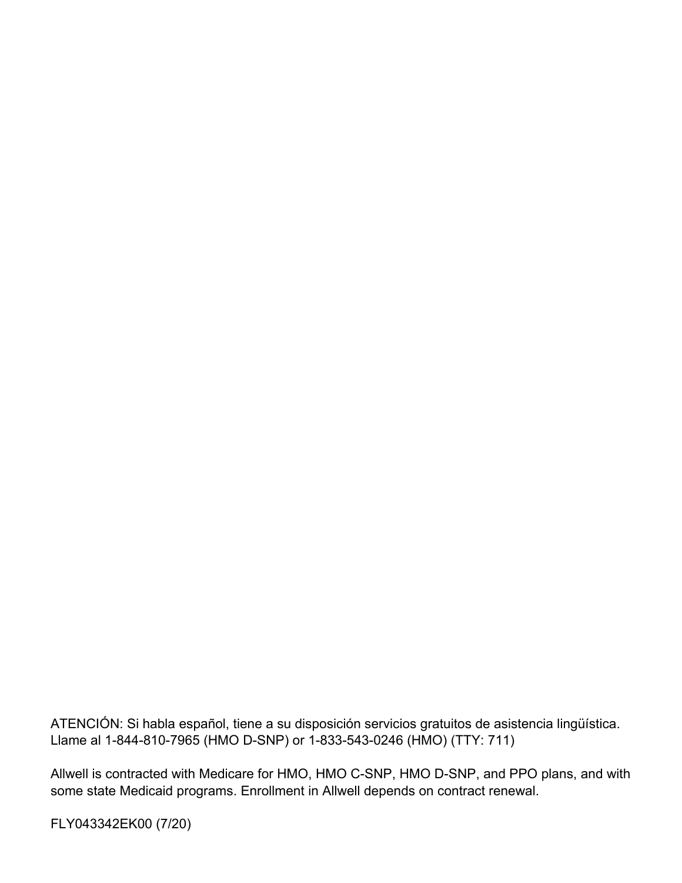ATENCIÓN: Si habla español, tiene a su disposición servicios gratuitos de asistencia lingüística. Llame al 1-844-810-7965 (HMO D-SNP) or 1-833-543-0246 (HMO) (TTY: 711)

Allwell is contracted with Medicare for HMO, HMO C-SNP, HMO D-SNP, and PPO plans, and with some state Medicaid programs. Enrollment in Allwell depends on contract renewal.

FLY043342EK00 (7/20)